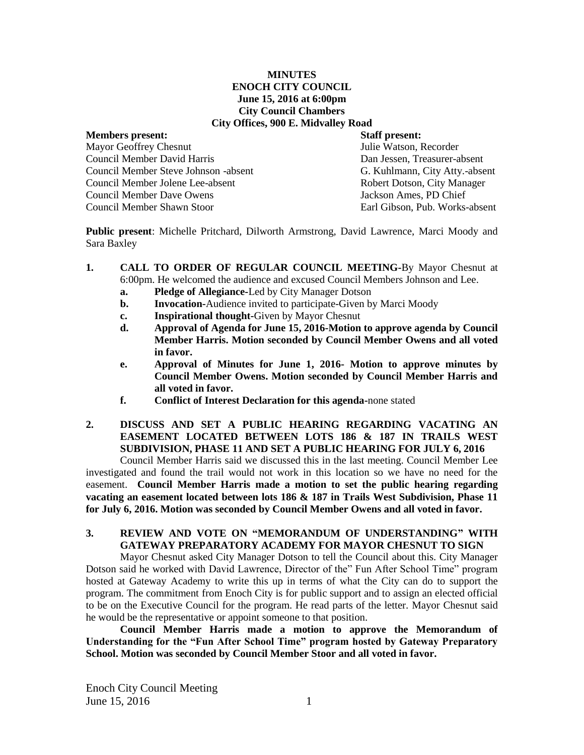# MINUTES
# ENOCH CITY COUNCIL
## June 15, 2016 at 6:00pm
## City Council Chambers
## City Offices, 900 E. Midvalley Road

| **Members present:** | **Staff present:** |
|---|---|
| Mayor Geoffrey Chesnut | Julie Watson, Recorder |
| Council Member David Harris | Dan Jessen, Treasurer-absent |
| Council Member Steve Johnson -absent | G. Kuhlmann, City Atty.-absent |
| Council Member Jolene Lee-absent | Robert Dotson, City Manager |
| Council Member Dave Owens | Jackson Ames, PD Chief |
| Council Member Shawn Stoor | Earl Gibson, Pub. Works-absent |

**Public present**: Michelle Pritchard, Dilworth Armstrong, David Lawrence, Marci Moody and Sara Baxley

1. **CALL TO ORDER OF REGULAR COUNCIL MEETING**-By Mayor Chesnut at 6:00pm. He welcomed the audience and excused Council Members Johnson and Lee.
   - a. **Pledge of Allegiance**-Led by City Manager Dotson
   - b. **Invocation**-Audience invited to participate-Given by Marci Moody
   - c. **Inspirational thought**-Given by Mayor Chesnut
   - d. **Approval of Agenda for June 15, 2016-Motion to approve agenda by Council Member Harris. Motion seconded by Council Member Owens and all voted in favor.**
   - e. **Approval of Minutes for June 1, 2016- Motion to approve minutes by Council Member Owens. Motion seconded by Council Member Harris and all voted in favor.**
   - f. **Conflict of Interest Declaration for this agenda**-none stated

2. **DISCUSS AND SET A PUBLIC HEARING REGARDING VACATING AN EASEMENT LOCATED BETWEEN LOTS 186 & 187 IN TRAILS WEST SUBDIVISION, PHASE 11 AND SET A PUBLIC HEARING FOR JULY 6, 2016**

Council Member Harris said we discussed this in the last meeting. Council Member Lee investigated and found the trail would not work in this location so we have no need for the easement. **Council Member Harris made a motion to set the public hearing regarding vacating an easement located between lots 186 & 187 in Trails West Subdivision, Phase 11 for July 6, 2016. Motion was seconded by Council Member Owens and all voted in favor.**

3. **REVIEW AND VOTE ON "MEMORANDUM OF UNDERSTANDING" WITH GATEWAY PREPARATORY ACADEMY FOR MAYOR CHESNUT TO SIGN**

Mayor Chesnut asked City Manager Dotson to tell the Council about this. City Manager Dotson said he worked with David Lawrence, Director of the" Fun After School Time" program hosted at Gateway Academy to write this up in terms of what the City can do to support the program. The commitment from Enoch City is for public support and to assign an elected official to be on the Executive Council for the program. He read parts of the letter. Mayor Chesnut said he would be the representative or appoint someone to that position.

**Council Member Harris made a motion to approve the Memorandum of Understanding for the "Fun After School Time" program hosted by Gateway Preparatory School. Motion was seconded by Council Member Stoor and all voted in favor.**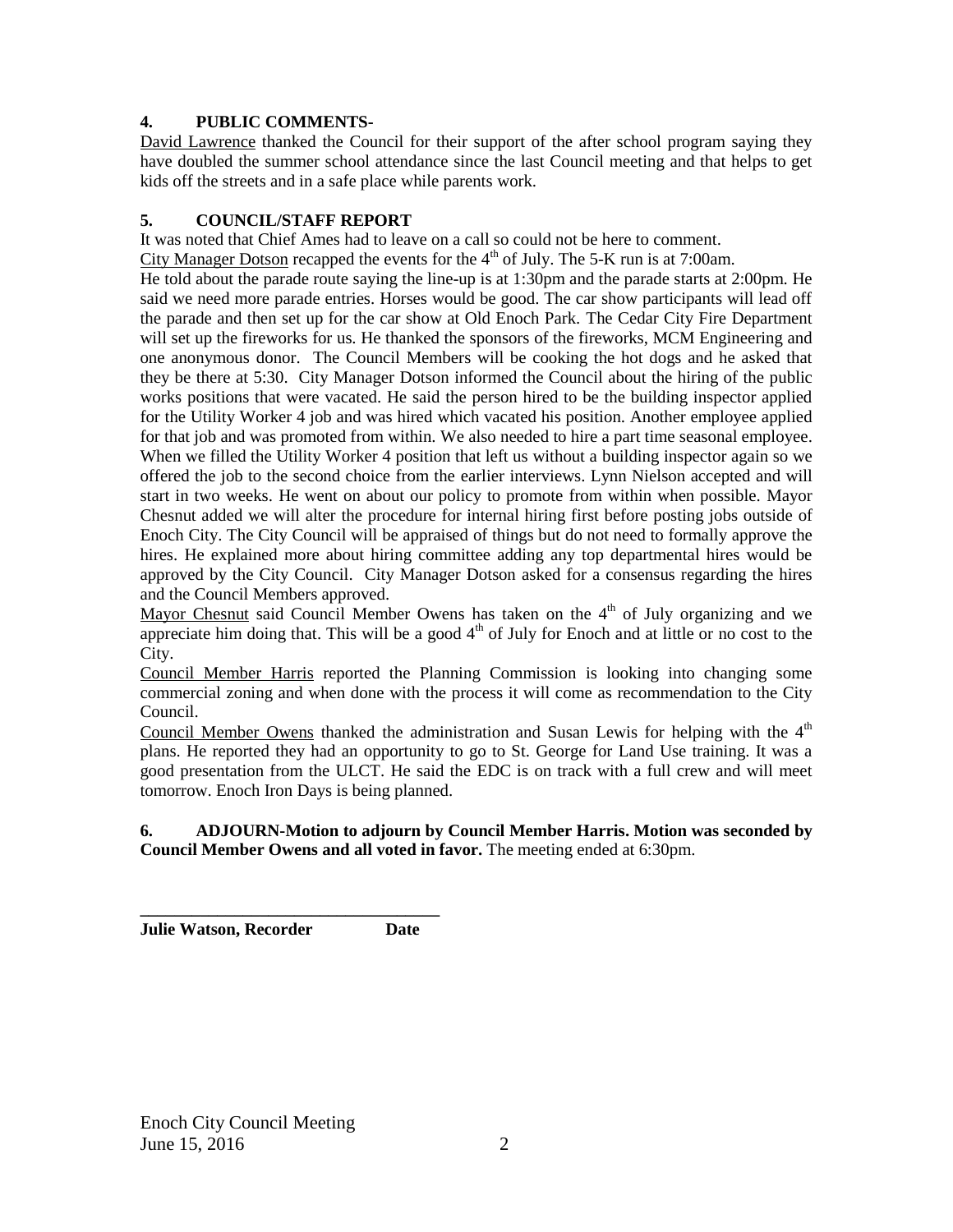**4. PUBLIC COMMENTS-**

David Lawrence thanked the Council for their support of the after school program saying they have doubled the summer school attendance since the last Council meeting and that helps to get kids off the streets and in a safe place while parents work.

**5. COUNCIL/STAFF REPORT**

It was noted that Chief Ames had to leave on a call so could not be here to comment.

City Manager Dotson recapped the events for the 4th of July. The 5-K run is at 7:00am. He told about the parade route saying the line-up is at 1:30pm and the parade starts at 2:00pm. He said we need more parade entries. Horses would be good. The car show participants will lead off the parade and then set up for the car show at Old Enoch Park. The Cedar City Fire Department will set up the fireworks for us. He thanked the sponsors of the fireworks, MCM Engineering and one anonymous donor. The Council Members will be cooking the hot dogs and he asked that they be there at 5:30. City Manager Dotson informed the Council about the hiring of the public works positions that were vacated. He said the person hired to be the building inspector applied for the Utility Worker 4 job and was hired which vacated his position. Another employee applied for that job and was promoted from within. We also needed to hire a part time seasonal employee. When we filled the Utility Worker 4 position that left us without a building inspector again so we offered the job to the second choice from the earlier interviews. Lynn Nielson accepted and will start in two weeks. He went on about our policy to promote from within when possible. Mayor Chesnut added we will alter the procedure for internal hiring first before posting jobs outside of Enoch City. The City Council will be appraised of things but do not need to formally approve the hires. He explained more about hiring committee adding any top departmental hires would be approved by the City Council. City Manager Dotson asked for a consensus regarding the hires and the Council Members approved.

Mayor Chesnut said Council Member Owens has taken on the 4th of July organizing and we appreciate him doing that. This will be a good 4th of July for Enoch and at little or no cost to the City.

Council Member Harris reported the Planning Commission is looking into changing some commercial zoning and when done with the process it will come as recommendation to the City Council.

Council Member Owens thanked the administration and Susan Lewis for helping with the 4th plans. He reported they had an opportunity to go to St. George for Land Use training. It was a good presentation from the ULCT. He said the EDC is on track with a full crew and will meet tomorrow. Enoch Iron Days is being planned.

**6. ADJOURN-Motion to adjourn by Council Member Harris. Motion was seconded by Council Member Owens and all voted in favor.** The meeting ended at 6:30pm.

\_\_\_\_\_\_\_\_\_\_\_\_\_\_\_\_\_\_\_\_\_\_\_\_\_\_\_\_\_\_\_\_\_\_\_

**Julie Watson, Recorder Date**